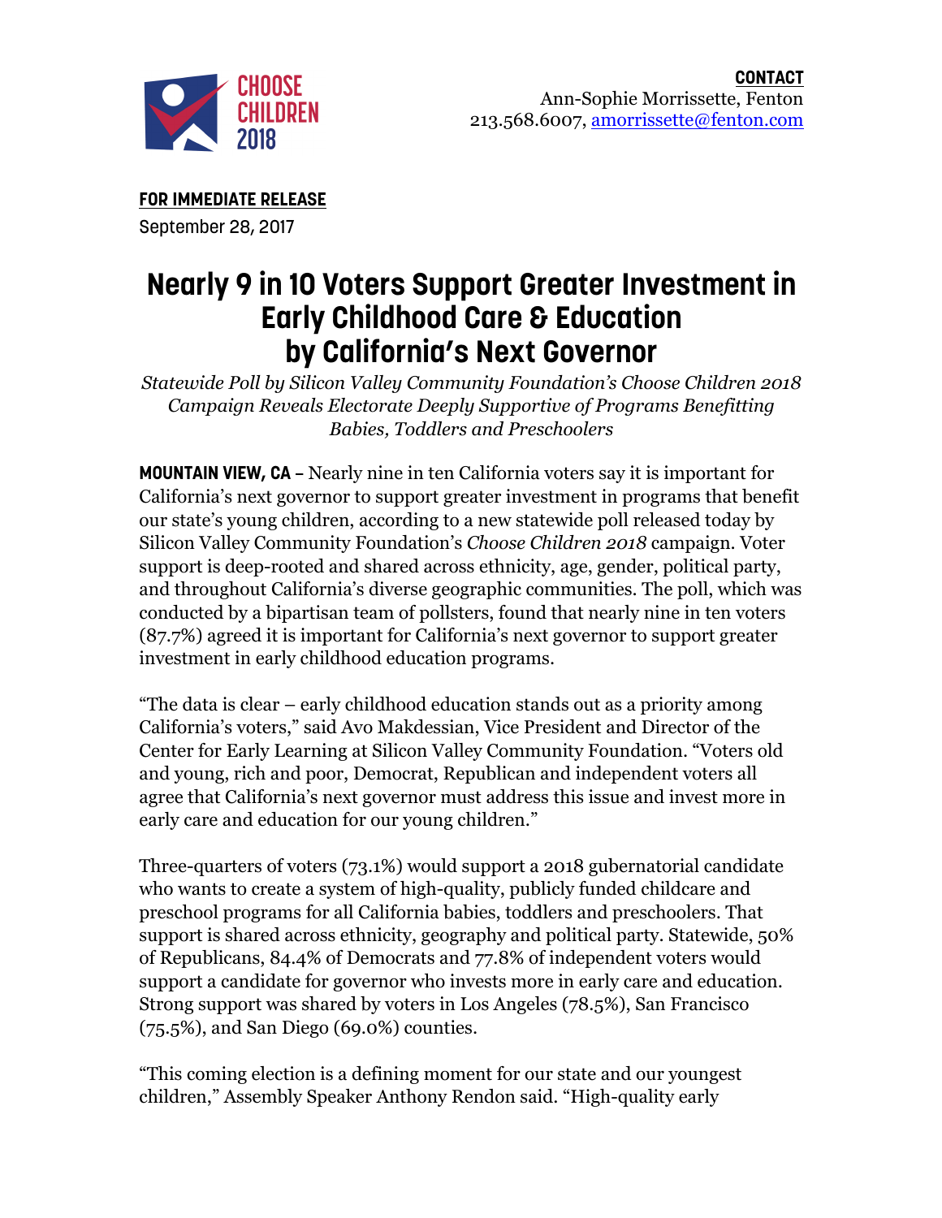CHOOSE CHILDREN 2018

**CONTACT**
Ann-Sophie Morrissette, Fenton
213.568.6007, amorrissette@fenton.com

**FOR IMMEDIATE RELEASE**
September 28, 2017

# Nearly 9 in 10 Voters Support Greater Investment in Early Childhood Care & Education by California's Next Governor

*Statewide Poll by Silicon Valley Community Foundation's Choose Children 2018 Campaign Reveals Electorate Deeply Supportive of Programs Benefitting Babies, Toddlers and Preschoolers*

**MOUNTAIN VIEW, CA –** Nearly nine in ten California voters say it is important for California's next governor to support greater investment in programs that benefit our state's young children, according to a new statewide poll released today by Silicon Valley Community Foundation's *Choose Children 2018* campaign. Voter support is deep-rooted and shared across ethnicity, age, gender, political party, and throughout California's diverse geographic communities. The poll, which was conducted by a bipartisan team of pollsters, found that nearly nine in ten voters (87.7%) agreed it is important for California's next governor to support greater investment in early childhood education programs.

"The data is clear – early childhood education stands out as a priority among California's voters," said Avo Makdessian, Vice President and Director of the Center for Early Learning at Silicon Valley Community Foundation. "Voters old and young, rich and poor, Democrat, Republican and independent voters all agree that California's next governor must address this issue and invest more in early care and education for our young children."

Three-quarters of voters (73.1%) would support a 2018 gubernatorial candidate who wants to create a system of high-quality, publicly funded childcare and preschool programs for all California babies, toddlers and preschoolers. That support is shared across ethnicity, geography and political party. Statewide, 50% of Republicans, 84.4% of Democrats and 77.8% of independent voters would support a candidate for governor who invests more in early care and education. Strong support was shared by voters in Los Angeles (78.5%), San Francisco (75.5%), and San Diego (69.0%) counties.

"This coming election is a defining moment for our state and our youngest children," Assembly Speaker Anthony Rendon said. "High-quality early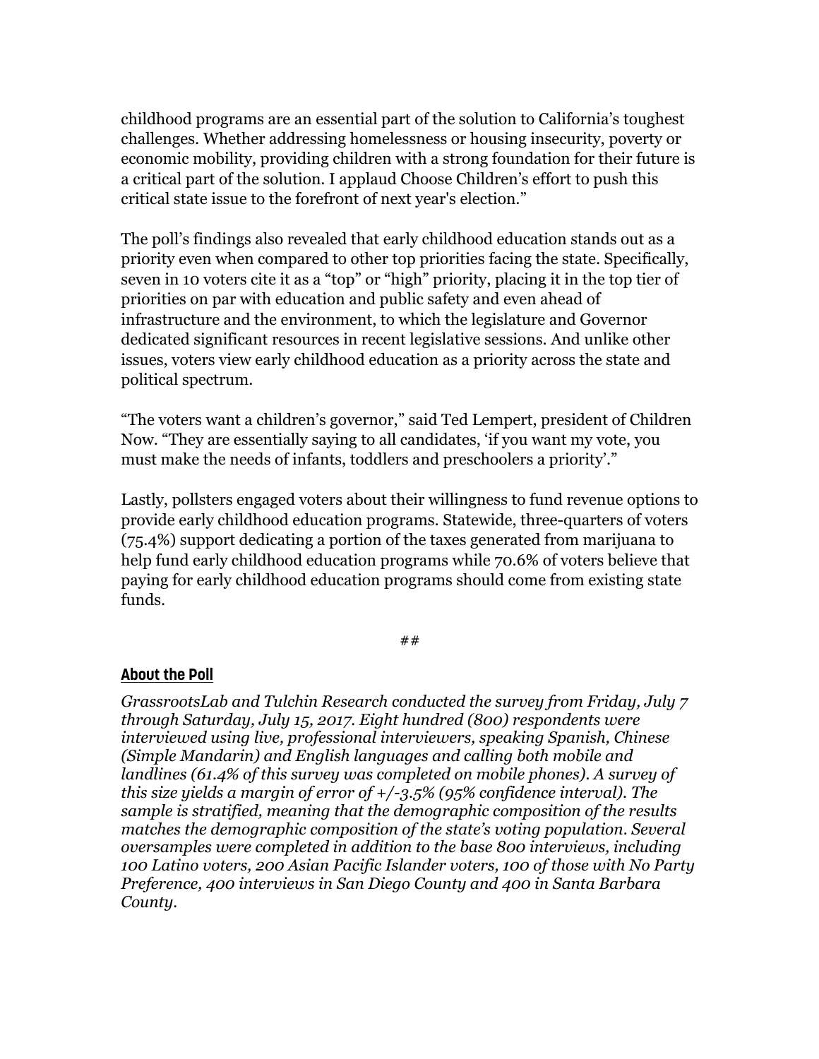childhood programs are an essential part of the solution to California's toughest challenges. Whether addressing homelessness or housing insecurity, poverty or economic mobility, providing children with a strong foundation for their future is a critical part of the solution. I applaud Choose Children's effort to push this critical state issue to the forefront of next year's election."

The poll's findings also revealed that early childhood education stands out as a priority even when compared to other top priorities facing the state. Specifically, seven in 10 voters cite it as a "top" or "high" priority, placing it in the top tier of priorities on par with education and public safety and even ahead of infrastructure and the environment, to which the legislature and Governor dedicated significant resources in recent legislative sessions. And unlike other issues, voters view early childhood education as a priority across the state and political spectrum.

"The voters want a children's governor," said Ted Lempert, president of Children Now. "They are essentially saying to all candidates, 'if you want my vote, you must make the needs of infants, toddlers and preschoolers a priority'."

Lastly, pollsters engaged voters about their willingness to fund revenue options to provide early childhood education programs. Statewide, three-quarters of voters (75.4%) support dedicating a portion of the taxes generated from marijuana to help fund early childhood education programs while 70.6% of voters believe that paying for early childhood education programs should come from existing state funds.

##

## About the Poll

*GrassrootsLab and Tulchin Research conducted the survey from Friday, July 7 through Saturday, July 15, 2017. Eight hundred (800) respondents were interviewed using live, professional interviewers, speaking Spanish, Chinese (Simple Mandarin) and English languages and calling both mobile and landlines (61.4% of this survey was completed on mobile phones). A survey of this size yields a margin of error of +/-3.5% (95% confidence interval). The sample is stratified, meaning that the demographic composition of the results matches the demographic composition of the state's voting population. Several oversamples were completed in addition to the base 800 interviews, including 100 Latino voters, 200 Asian Pacific Islander voters, 100 of those with No Party Preference, 400 interviews in San Diego County and 400 in Santa Barbara County.*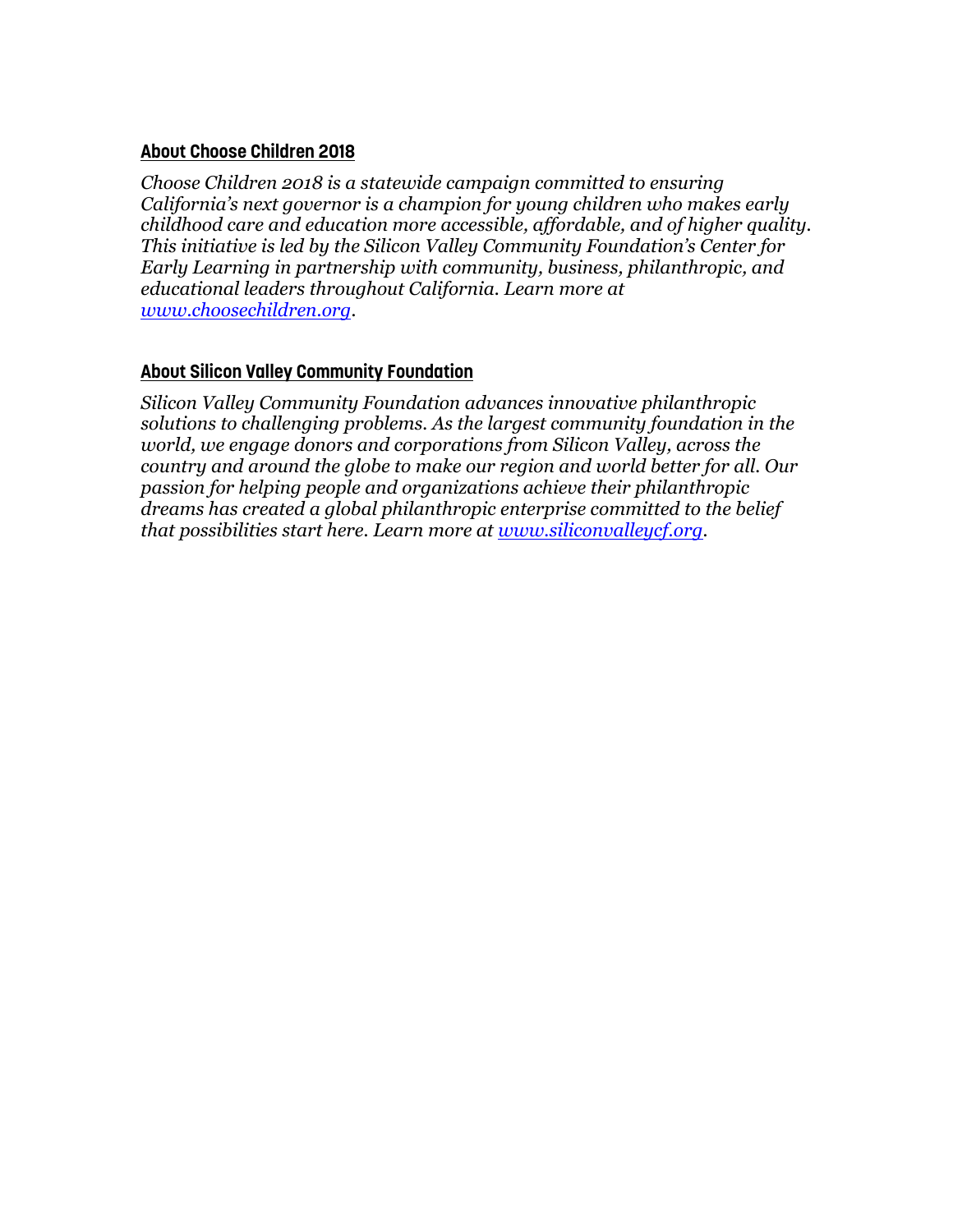**About Choose Children 2018**

*Choose Children 2018 is a statewide campaign committed to ensuring California's next governor is a champion for young children who makes early childhood care and education more accessible, affordable, and of higher quality. This initiative is led by the Silicon Valley Community Foundation's Center for Early Learning in partnership with community, business, philanthropic, and educational leaders throughout California. Learn more at [www.choosechildren.org](http://www.choosechildren.org).*

**About Silicon Valley Community Foundation**

*Silicon Valley Community Foundation advances innovative philanthropic solutions to challenging problems. As the largest community foundation in the world, we engage donors and corporations from Silicon Valley, across the country and around the globe to make our region and world better for all. Our passion for helping people and organizations achieve their philanthropic dreams has created a global philanthropic enterprise committed to the belief that possibilities start here. Learn more at [www.siliconvalleycf.org](http://www.siliconvalleycf.org).*